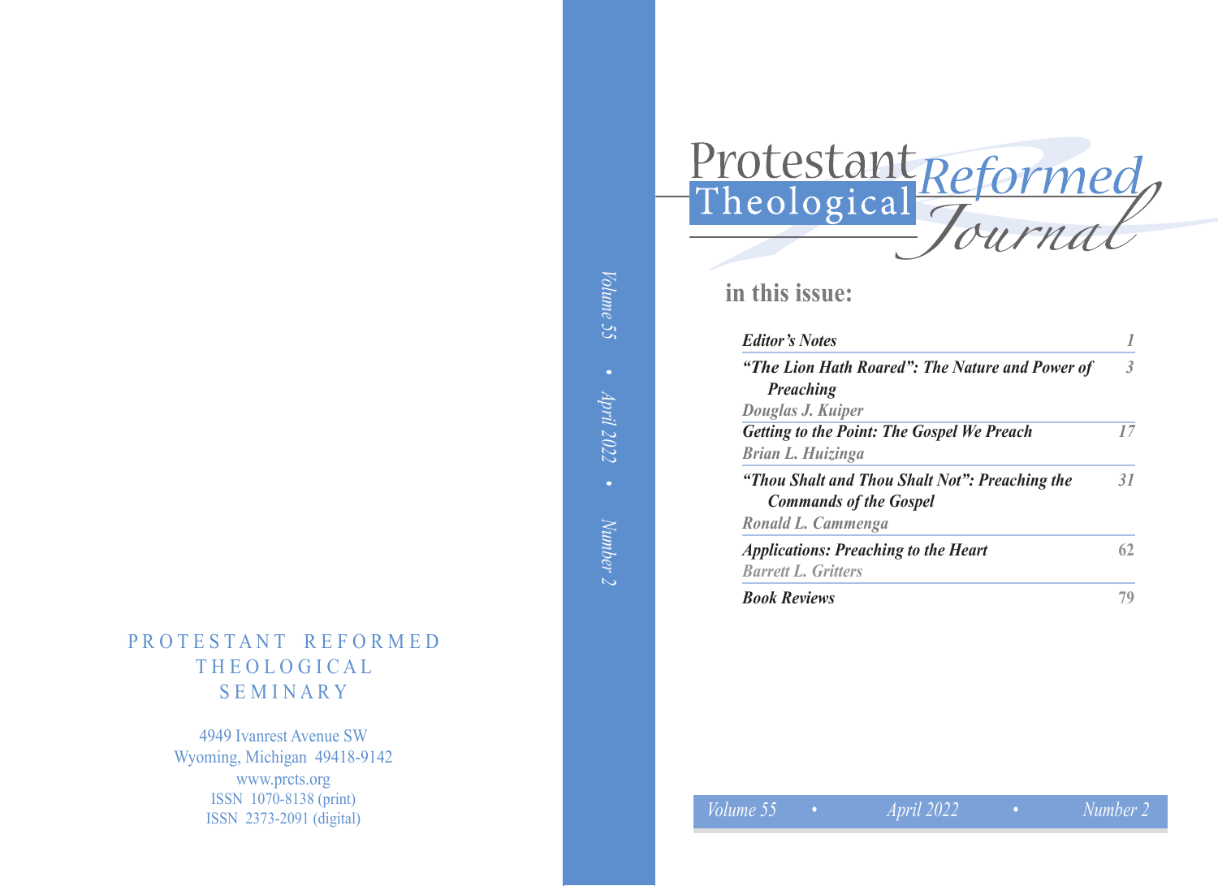# Protestant Reformed Theological Journal

## in this issue:

| | |
|---|---|
| ***Editor's Notes*** | 1 |
| ***"The Lion Hath Roared": The Nature and Power of Preaching*** <br> *Douglas J. Kuiper* | 3 |
| ***Getting to the Point: The Gospel We Preach*** <br> *Brian L. Huizinga* | 17 |
| ***"Thou Shalt and Thou Shalt Not": Preaching the Commands of the Gospel*** <br> *Ronald L. Cammenga* | 31 |
| ***Applications: Preaching to the Heart*** <br> *Barrett L. Gritters* | 62 |
| ***Book Reviews*** | 79 |

*Volume 55 • April 2022 • Number 2*

PROTESTANT REFORMED THEOLOGICAL SEMINARY

4949 Ivanrest Avenue SW
Wyoming, Michigan 49418-9142
www.prcts.org
ISSN 1070-8138 (print)
ISSN 2373-2091 (digital)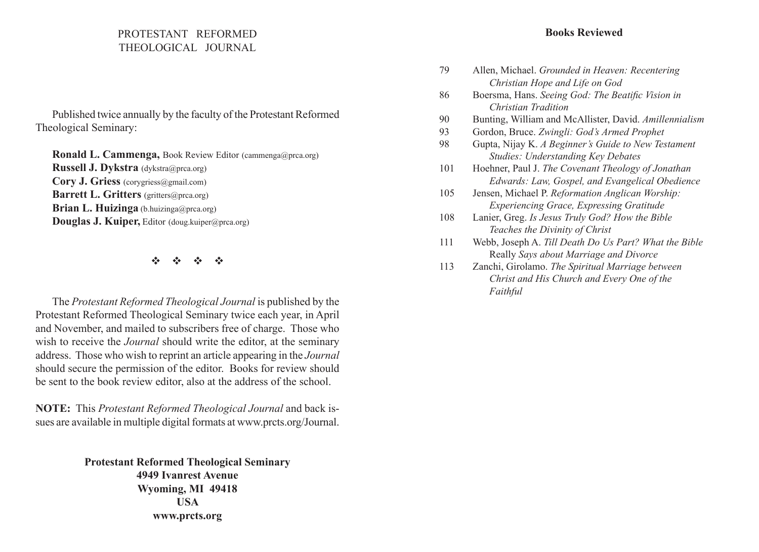PROTESTANT REFORMED
THEOLOGICAL JOURNAL

Published twice annually by the faculty of the Protestant Reformed Theological Seminary:

**Ronald L. Cammenga,** Book Review Editor (cammenga@prca.org)
**Russell J. Dykstra** (dykstra@prca.org)
**Cory J. Griess** (corygriess@gmail.com)
**Barrett L. Gritters** (gritters@prca.org)
**Brian L. Huizinga** (b.huizinga@prca.org)
**Douglas J. Kuiper,** Editor (doug.kuiper@prca.org)

❖ ❖ ❖ ❖

The *Protestant Reformed Theological Journal* is published by the Protestant Reformed Theological Seminary twice each year, in April and November, and mailed to subscribers free of charge. Those who wish to receive the *Journal* should write the editor, at the seminary address. Those who wish to reprint an article appearing in the *Journal* should secure the permission of the editor. Books for review should be sent to the book review editor, also at the address of the school.

**NOTE:** This *Protestant Reformed Theological Journal* and back issues are available in multiple digital formats at www.prcts.org/Journal.

**Protestant Reformed Theological Seminary**
**4949 Ivanrest Avenue**
**Wyoming, MI 49418**
**USA**
**www.prcts.org**

## Books Reviewed

| | |
|---|---|
| 79 | Allen, Michael. *Grounded in Heaven: Recentering Christian Hope and Life on God* |
| 86 | Boersma, Hans. *Seeing God: The Beatific Vision in Christian Tradition* |
| 90 | Bunting, William and McAllister, David. *Amillennialism* |
| 93 | Gordon, Bruce. *Zwingli: God's Armed Prophet* |
| 98 | Gupta, Nijay K. *A Beginner's Guide to New Testament Studies: Understanding Key Debates* |
| 101 | Hoehner, Paul J. *The Covenant Theology of Jonathan Edwards: Law, Gospel, and Evangelical Obedience* |
| 105 | Jensen, Michael P. *Reformation Anglican Worship: Experiencing Grace, Expressing Gratitude* |
| 108 | Lanier, Greg. *Is Jesus Truly God? How the Bible Teaches the Divinity of Christ* |
| 111 | Webb, Joseph A. *Till Death Do Us Part? What the Bible* Really *Says about Marriage and Divorce* |
| 113 | Zanchi, Girolamo. *The Spiritual Marriage between Christ and His Church and Every One of the Faithful* |